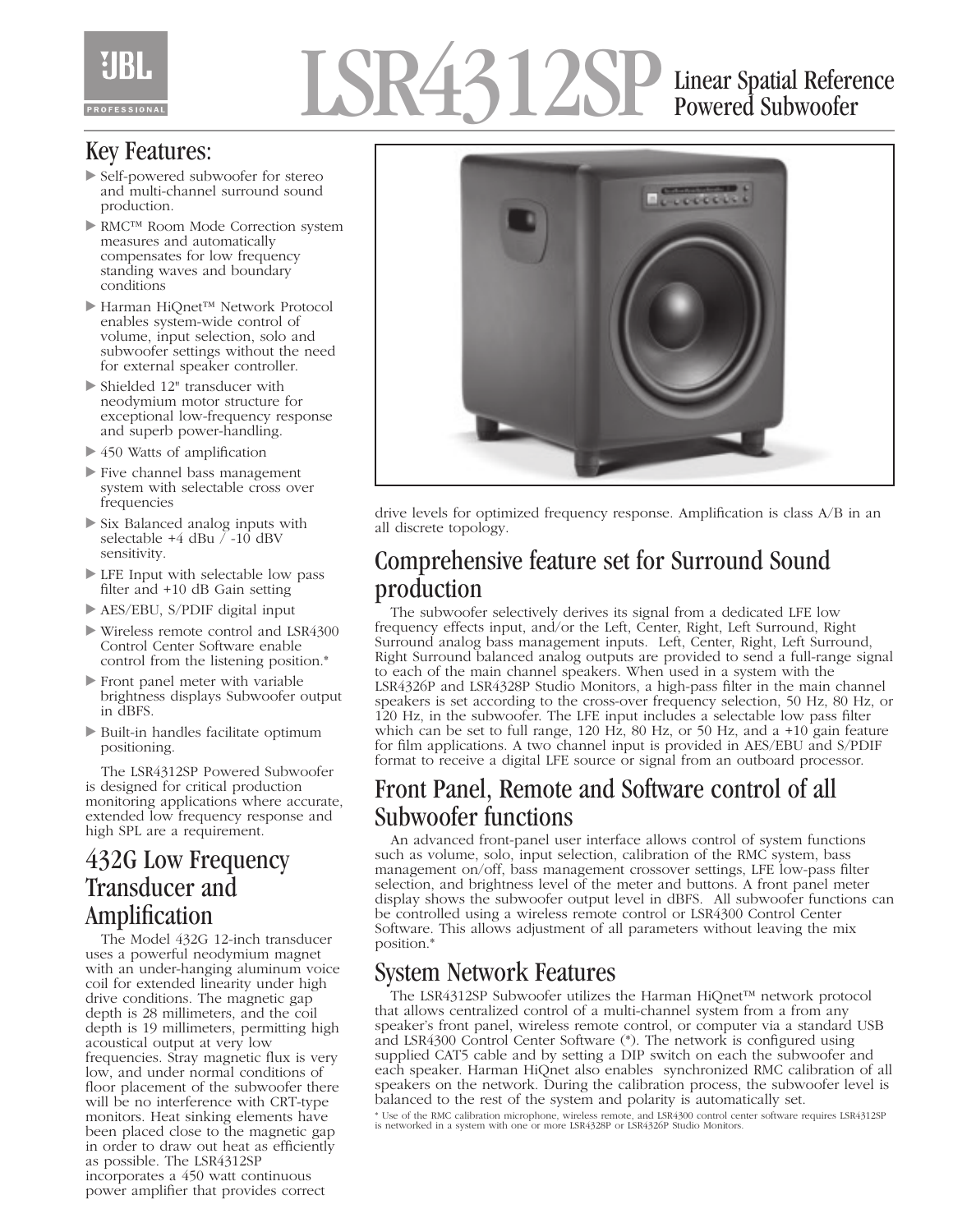# LSR4312SP Linear Spatial Reference Powered Subwoofer

## Key Features:

- Self-powered subwoofer for stereo and multi-channel surround sound production.
- RMC™ Room Mode Correction system measures and automatically compensates for low frequency standing waves and boundary conditions
- Harman HiQnet™ Network Protocol enables system-wide control of volume, input selection, solo and subwoofer settings without the need for external speaker controller.
- Shielded 12" transducer with neodymium motor structure for exceptional low-frequency response and superb power-handling.
- 450 Watts of amplification
- Five channel bass management system with selectable cross over frequencies
- Six Balanced analog inputs with selectable +4 dBu / -10 dBV sensitivity.
- LFE Input with selectable low pass filter and +10 dB Gain setting
- AES/EBU, S/PDIF digital input
- Wireless remote control and LSR4300 Control Center Software enable control from the listening position.*
- Front panel meter with variable brightness displays Subwoofer output in dBFS.
- Built-in handles facilitate optimum positioning.

The LSR4312SP Powered Subwoofer is designed for critical production monitoring applications where accurate, extended low frequency response and high SPL are a requirement.

## 432G Low Frequency Transducer and Amplification

The Model 432G 12-inch transducer uses a powerful neodymium magnet with an under-hanging aluminum voice coil for extended linearity under high drive conditions. The magnetic gap depth is 28 millimeters, and the coil depth is 19 millimeters, permitting high acoustical output at very low frequencies. Stray magnetic flux is very low, and under normal conditions of floor placement of the subwoofer there will be no interference with CRT-type monitors. Heat sinking elements have been placed close to the magnetic gap in order to draw out heat as efficiently as possible. The LSR4312SP incorporates a 450 watt continuous power amplifier that provides correct drive levels for optimized frequency response. Amplification is class A/B in an all discrete topology.

## Comprehensive feature set for Surround Sound production

The subwoofer selectively derives its signal from a dedicated LFE low frequency effects input, and/or the Left, Center, Right, Left Surround, Right Surround analog bass management inputs. Left, Center, Right, Left Surround, Right Surround balanced analog outputs are provided to send a full-range signal to each of the main channel speakers. When used in a system with the LSR4326P and LSR4328P Studio Monitors, a high-pass filter in the main channel speakers is set according to the cross-over frequency selection, 50 Hz, 80 Hz, or 120 Hz, in the subwoofer. The LFE input includes a selectable low pass filter which can be set to full range, 120 Hz, 80 Hz, or 50 Hz, and a +10 gain feature for film applications. A two channel input is provided in AES/EBU and S/PDIF format to receive a digital LFE source or signal from an outboard processor.

## Front Panel, Remote and Software control of all Subwoofer functions

An advanced front-panel user interface allows control of system functions such as volume, solo, input selection, calibration of the RMC system, bass management on/off, bass management crossover settings, LFE low-pass filter selection, and brightness level of the meter and buttons. A front panel meter display shows the subwoofer output level in dBFS. All subwoofer functions can be controlled using a wireless remote control or LSR4300 Control Center Software. This allows adjustment of all parameters without leaving the mix position.*

## System Network Features

The LSR4312SP Subwoofer utilizes the Harman HiQnet™ network protocol that allows centralized control of a multi-channel system from a from any speaker's front panel, wireless remote control, or computer via a standard USB and LSR4300 Control Center Software (*). The network is configured using supplied CAT5 cable and by setting a DIP switch on each the subwoofer and each speaker. Harman HiQnet also enables synchronized RMC calibration of all speakers on the network. During the calibration process, the subwoofer level is balanced to the rest of the system and polarity is automatically set.

* Use of the RMC calibration microphone, wireless remote, and LSR4300 control center software requires LSR4312SP is networked in a system with one or more LSR4328P or LSR4326P Studio Monitors.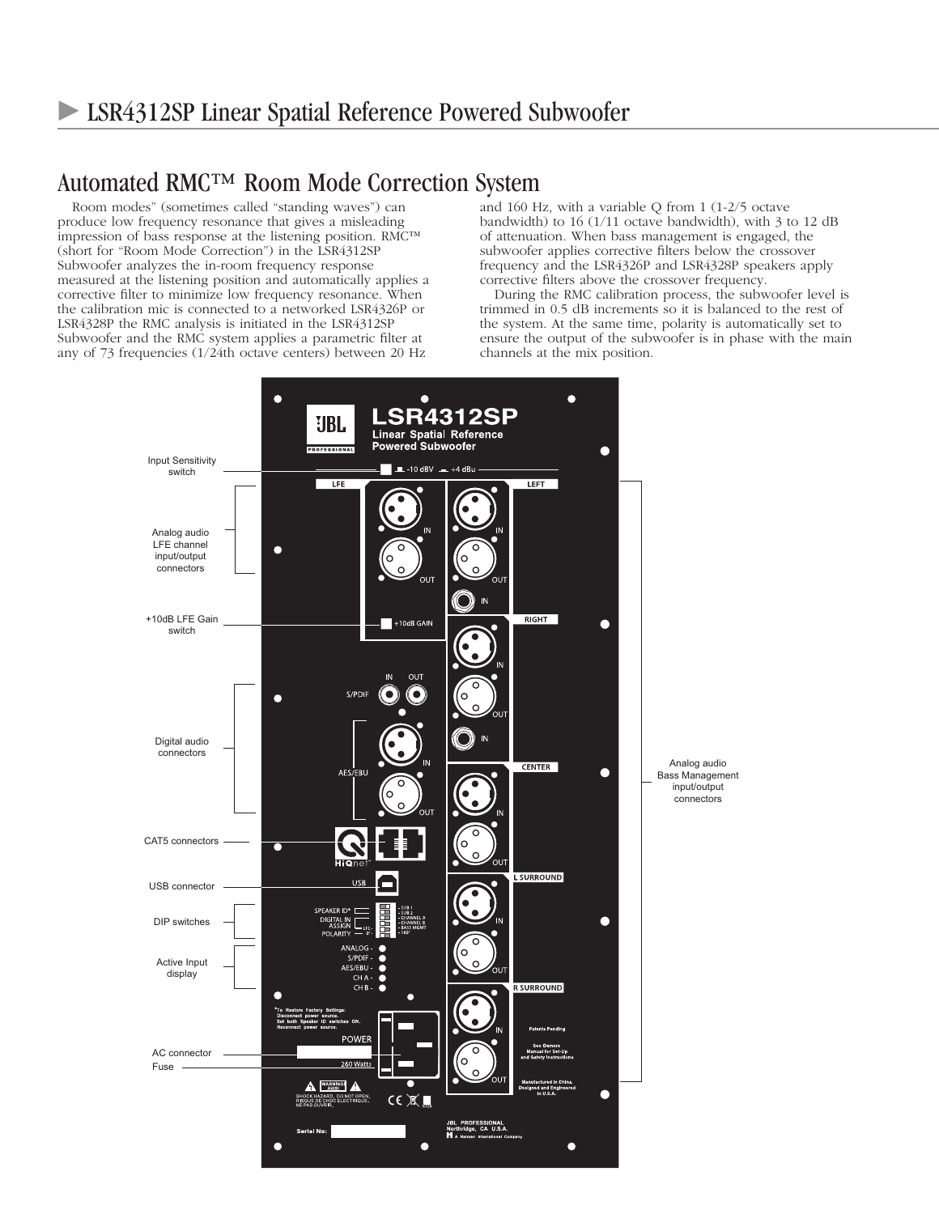# ▶ LSR4312SP Linear Spatial Reference Powered Subwoofer

## Automated RMC™ Room Mode Correction System

Room modes" (sometimes called "standing waves") can produce low frequency resonance that gives a misleading impression of bass response at the listening position. RMC™ (short for "Room Mode Correction") in the LSR4312SP Subwoofer analyzes the in-room frequency response measured at the listening position and automatically applies a corrective filter to minimize low frequency resonance. When the calibration mic is connected to a networked LSR4326P or LSR4328P the RMC analysis is initiated in the LSR4312SP Subwoofer and the RMC system applies a parametric filter at any of 73 frequencies (1/24th octave centers) between 20 Hz and 160 Hz, with a variable Q from 1 (1-2/5 octave bandwidth) to 16 (1/11 octave bandwidth), with 3 to 12 dB of attenuation. When bass management is engaged, the subwoofer applies corrective filters below the crossover frequency and the LSR4326P and LSR4328P speakers apply corrective filters above the crossover frequency.

During the RMC calibration process, the subwoofer level is trimmed in 0.5 dB increments so it is balanced to the rest of the system. At the same time, polarity is automatically set to ensure the output of the subwoofer is in phase with the main channels at the mix position.

- Input Sensitivity switch
- Analog audio LFE channel input/output connectors
- +10dB LFE Gain switch
- Digital audio connectors
- CAT5 connectors
- USB connector
- DIP switches
- Active Input display
- AC connector
- Fuse
- Analog audio Bass Management input/output connectors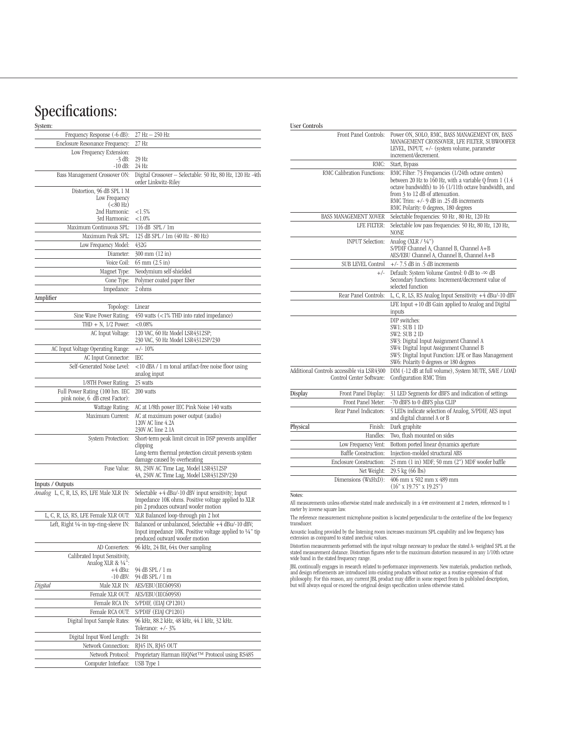# Specifications:

**System:**

| | |
|---|---|
| Frequency Response (-6 dB): | 27 Hz – 250 Hz |
| Enclosure Resonance Frequency: | 27 Hz |
| Low Frequency Extension: -3 dB: -10 dB: | 29 Hz 24 Hz |
| Bass Management Crossover ON: | Digital Crossover – Selectable: 50 Hz, 80 Hz, 120 Hz -4th order Linkwitz-Riley |
| Distortion, 96 dB SPL 1 M Low Frequency (<80 Hz) 2nd Harmonic: 3rd Harmonic: | <1.5% <1.0% |
| Maximum Continuous SPL: | 116 dB SPL / 1m |
| Maximum Peak SPL: | 125 dB SPL / 1m (40 Hz - 80 Hz) |
| Low Frequency Model: | 432G |
| Diameter: | 300 mm (12 in) |
| Voice Coil: | 65 mm (2.5 in) |
| Magnet Type: | Neodymium self-shielded |
| Cone Type: | Polymer coated paper fiber |
| Impedance: | 2 ohms |

**Amplifier**

| | |
|---|---|
| Topology: | Linear |
| Sine Wave Power Rating: | 450 watts (<1% THD into rated impedance) |
| THD + N, 1/2 Power: | <0.08% |
| AC Input Voltage: | 120 VAC, 60 Hz Model LSR4312SP; 230 VAC, 50 Hz Model LSR4312SP/230 |
| AC Input Voltage Operating Range: | +/- 10% |
| AC Input Connector: | IEC |
| Self-Generated Noise Level: | <10 dBA / 1 m tonal artifact-free noise floor using analog input |
| 1/8TH Power Rating: | 25 watts |
| Full Power Rating (100 hrs. IEC pink noise, 6 dB crest Factor): | 200 watts |
| Wattage Rating: | AC at 1/8th power IEC Pink Noise 140 watts |
| Maximum Current: | AC at maximum power output (audio) 120V AC line 4.2A 230V AC line 2.1A |
| System Protection: | Short-term peak limit circuit in DSP prevents amplifier clipping Long-term thermal protection circuit prevents system damage caused by overheating |
| Fuse Value: | 8A, 250V AC Time Lag, Model LSR4312SP 4A, 250V AC Time Lag, Model LSR4312SP/230 |

**Inputs / Outputs**

| | |
|---|---|
| *Analog* L, C, R, LS, RS, LFE Male XLR IN: | Selectable +4 dBu/-10 dBV input sensitivity; Input Impedance 10K ohms. Positive voltage applied to XLR pin 2 produces outward woofer motion |
| L, C, R, LS, RS, LFE Female XLR OUT: | XLR Balanced loop-through pin 2 hot |
| Left, Right ¼-in top-ring-sleeve IN: | Balanced or unbalanced, Selectable +4 dBu/-10 dBV; Input impedance 10K. Positive voltage applied to ¼" tip produced outward woofer motion |
| AD Converters: | 96 kHz, 24 Bit, 64x Over sampling |
| Calibrated Input Sensitivity, Analog XLR & ¼": +4 dBu: -10 dBV: | 94 dB SPL / 1 m 94 dB SPL / 1 m |
| *Digital* Male XLR IN: | AES/EBU(IEC60958) |
| Female XLR OUT: | AES/EBU(IEC60958) |
| Female RCA IN: | S/PDIF, (EIAJ CP1201) |
| Female RCA OUT: | S/PDIF (EIAJ CP1201) |
| Digital Input Sample Rates: | 96 kHz, 88.2 kHz, 48 kHz, 44.1 kHz, 32 kHz. Tolerance: +/- 3% |
| Digital Input Word Length: | 24 Bit |
| Network Connection: | RJ45 IN, RJ45 OUT |
| Network Protocol: | Proprietary Harman HiQNet™ Protocol using RS485 |
| Computer Interface: | USB Type 1 |

**User Controls**

| | |
|---|---|
| Front Panel Controls: | Power ON, SOLO, RMC, BASS MANAGEMENT ON, BASS MANAGEMENT CROSSOVER, LFE FILTER, SUBWOOFER LEVEL, INPUT, +/- (system volume, parameter increment/decrement. |
| RMC: | Start, Bypass |
| RMC Calibration Functions: | RMC Filter: 73 Frequencies (1/24th octave centers) between 20 Hz to 160 Hz, with a variable Q from 1 (1.4 octave bandwidth) to 16 (1/11th octave bandwidth, and from 3 to 12 dB of attenuation. RMC Trim: +/- 9 dB in .25 dB increments RMC Polarity: 0 degrees, 180 degrees |
| BASS MANAGEMENT XOVER | Selectable frequencies: 50 Hz , 80 Hz, 120 Hz |
| LFE FILTER: | Selectable low pass frequencies: 50 Hz, 80 Hz, 120 Hz, NONE |
| INPUT Selection: | Analog (XLR / ¼") S/PDIF Channel A, Channel B, Channel A+B AES/EBU Channel A, Channel B, Channel A+B |
| SUB LEVEL Control | +/- 7.5 dB in .5 dB increments |
| +/- | Default: System Volume Control: 0 dB to -∞ dB Secondary functions: Increment/decrement value of selected function |
| Rear Panel Controls: | L, C, R, LS, RS Analog Input Sensitivity +4 dBu/-10 dBV |
| | LFE Input +10 dB Gain applied to Analog and Digital inputs |
| | DIP switches: SW1: SUB 1 ID SW2: SUB 2 ID SW3: Digital Input Assignment Channel A SW4: Digital Input Assignment Channel B SW5: Digital Input Function: LFE or Bass Management SW6: Polarity 0 degrees or 180 degrees |
| Additional Controls accessible via LSR4300 Control Center Software: | DIM (-12 dB at full volume), System MUTE, SAVE / LOAD Configuration RMC Trim |

**Display**

| | |
|---|---|
| Front Panel Display: | 31 LED Segments for dBFS and indication of settings |
| Front Panel Meter: | -70 dBFS to 0 dBFS plus CLIP |
| Rear Panel Indicators: | 5 LEDs indicate selection of Analog, S/PDIF, AES input and digital channel A or B |

**Physical**

| | |
|---|---|
| Finish: | Dark graphite |
| Handles: | Two, flush mounted on sides |
| Low Frequency Vent: | Bottom ported linear dynamics aperture |
| Baffle Construction: | Injection-molded structural ABS |
| Enclosure Construction: | 25 mm (1 in) MDF; 50 mm (2") MDF woofer baffle |
| Net Weight: | 29.5 kg (66 lbs) |
| Dimensions (WxHxD): | 406 mm x 502 mm x 489 mm (16" x 19.75" x 19.25") |

Notes:

All measurements unless otherwise stated made anechoically in a 4π environment at 2 meters, referenced to 1 meter by inverse square law.

The reference measurement microphone position is located perpendicular to the centerline of the low frequency transducer.

Acoustic loading provided by the listening room increases maximum SPL capability and low frequency bass extension as compared to stated anechoic values.

Distortion measurements performed with the input voltage necessary to produce the stated A- weighted SPL at the stated measurement distance. Distortion figures refer to the maximum distortion measured in any 1/10th octave wide band in the stated frequency range.

JBL continually engages in research related to performance improvements. New materials, production methods, and design refinements are introduced into existing products without notice as a routine expression of that philosophy. For this reason, any current JBL product may differ in some respect from its published description, but will always equal or exceed the original design specification unless otherwise stated.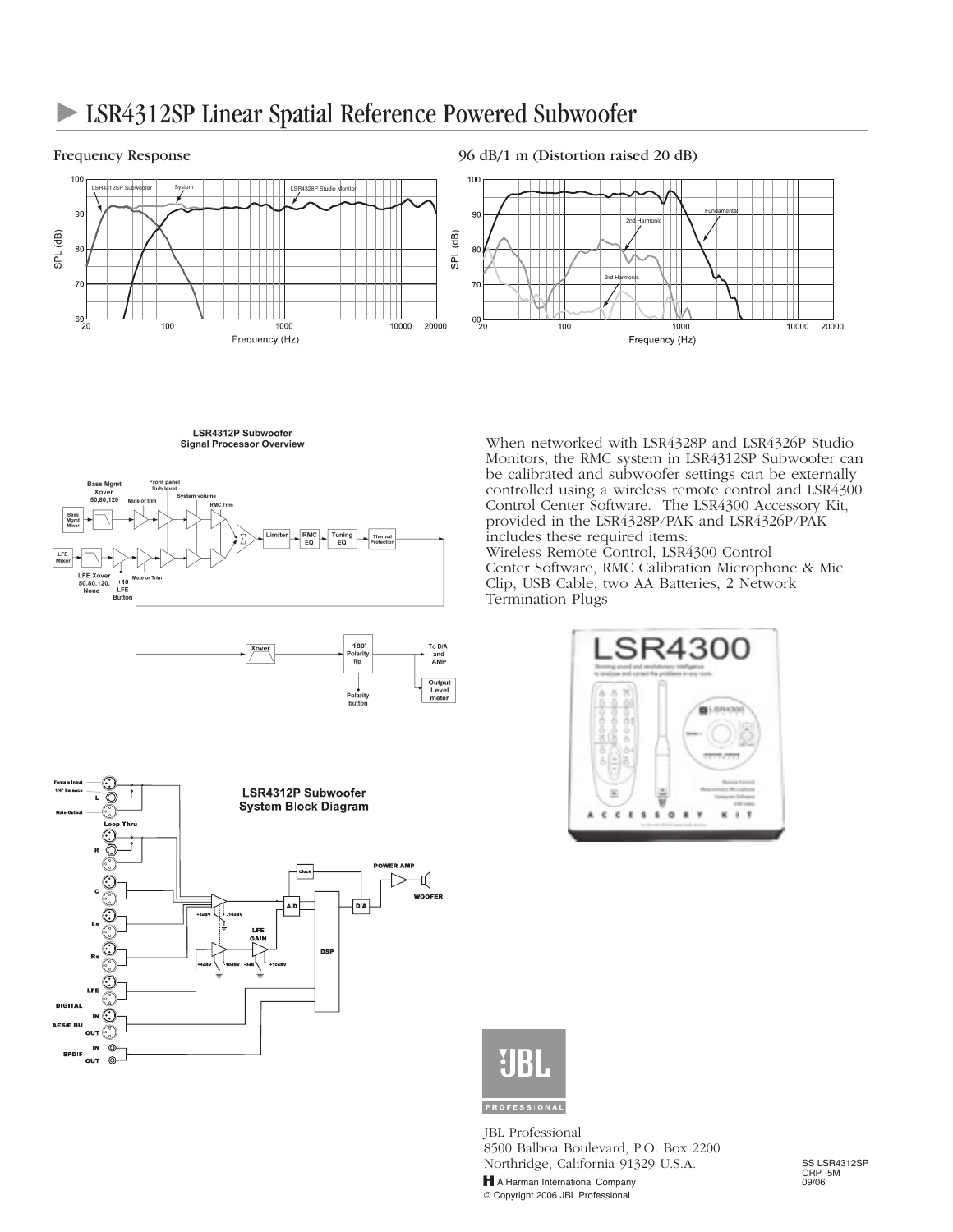# ► LSR4312SP Linear Spatial Reference Powered Subwoofer

Frequency Response

LSR4312SP Subwoofer
System
LSR4328P Studio Monitor
100
90
80
70
60
SPL (dB)
20
100
1000
10000
20000
Frequency (Hz)

96 dB/1 m (Distortion raised 20 dB)

Fundamental
2nd Harmonic
3rd Harmonic
100
90
80
70
60
SPL (dB)
20
100
1000
10000
20000
Frequency (Hz)

LSR4312P Subwoofer
Signal Processor Overview

Bass Mgmt Xover 50,80,120
Front panel Sub level
Mute or trim
System volume
RMC Trim
Bass Mgmt Mixer
Limiter
RMC EQ
Tuning EQ
Thermal Protection
LFE Mixer
LFE Xover 50,80,120, None
+10 LFE Button
Mute or Trim
Xover
180° Polarity flip
Polarity button
To D/A and AMP
Output Level meter

When networked with LSR4328P and LSR4326P Studio Monitors, the RMC system in LSR4312SP Subwoofer can be calibrated and subwoofer settings can be externally controlled using a wireless remote control and LSR4300 Control Center Software. The LSR4300 Accessory Kit, provided in the LSR4328P/PAK and LSR4326P/PAK includes these required items:
Wireless Remote Control, LSR4300 Control Center Software, RMC Calibration Microphone & Mic Clip, USB Cable, two AA Batteries, 2 Network Termination Plugs

LSR4300
ACCESSORY KIT

LSR4312P Subwoofer
System Block Diagram

Female Input
1/4" Balance
L
Male Output
Loop Thru
R
C
Ls
Rs
LFE
DIGITAL
AES/E BU
IN
OUT
SPDIF
IN
OUT
+4dBV
-10dBV
LFE GAIN
-0dB
+10dBV
Clock
A/D
D/A
DSP
POWER AMP
WOOFER

JBL PROFESSIONAL

JBL Professional
8500 Balboa Boulevard, P.O. Box 2200
Northridge, California 91329 U.S.A.

A Harman International Company
© Copyright 2006 JBL Professional

SS LSR4312SP
CRP 5M
09/06